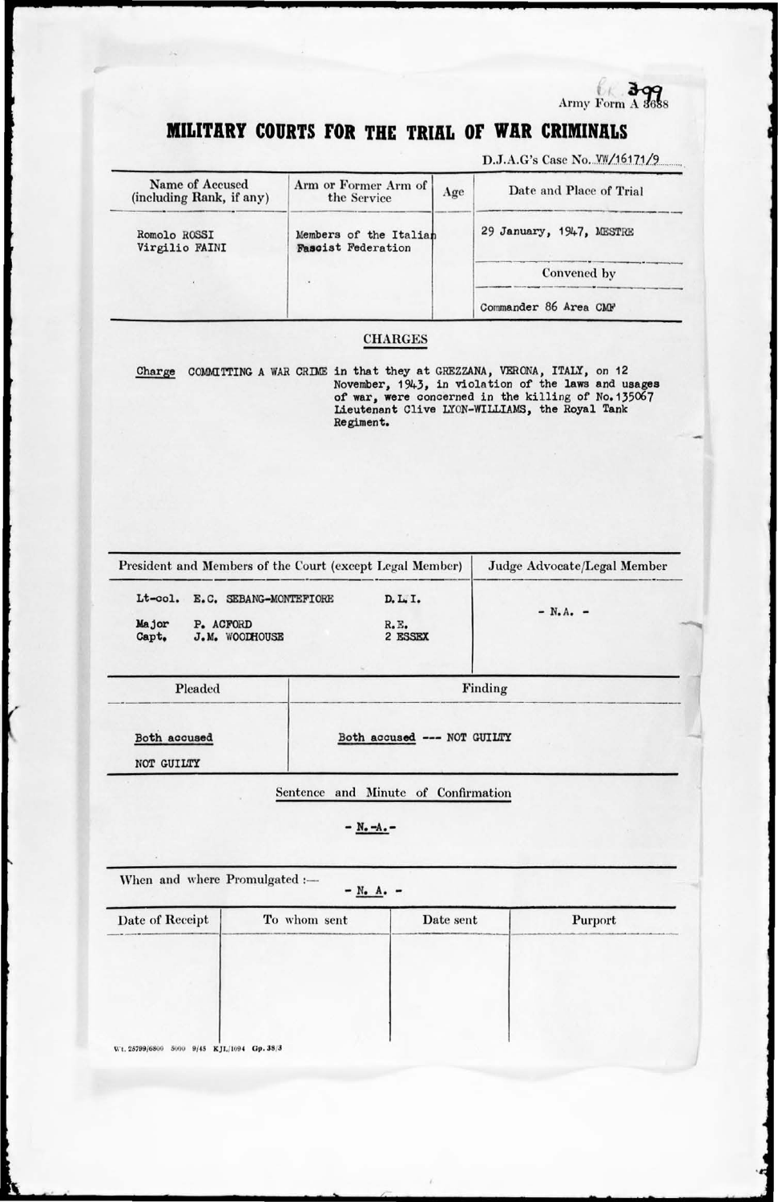Army Form A 3688

# MILITARY COURTS FOR THE TRIAL OF WAR CRIMINALS

D.J.A.G's Case No. VW/16171/9

| Name of Accused (including Rank, if any) | Arm or Former Arm of the Service | Age | Date and Place of Trial |
|---|---|---|---|
| Romolo ROSSI<br>Virgilio FAINI | Members of the Italian Fascist Federation | | 29 January, 1947, MESTRE |
| | | | **Convened by** |
| | | | Commander 86 Area CMF |

## CHARGES

Charge COMMITTING A WAR CRIME in that they at GREZZANA, VERONA, ITALY, on 12 November, 1943, in violation of the laws and usages of war, were concerned in the killing of No.135067 Lieutenant Clive LYON-WILLIAMS, the Royal Tank Regiment.

| President and Members of the Court (except Legal Member) | | Judge Advocate/Legal Member |
|---|---|---|
| Lt-col. E.C. SEBANG-MONTEFIORE | D.L.I. | - N.A. - |
| Major P. ACFORD | R.E. | |
| Capt. J.M. WOODHOUSE | 2 ESSEX | |

| Pleaded | Finding |
|---|---|
| Both accused NOT GUILTY | Both accused --- NOT GUILTY |

**Sentence and Minute of Confirmation**

- N.-A.-

When and where Promulgated :— - N. A. -

| Date of Receipt | To whom sent | Date sent | Purport |
|---|---|---|---|
| | | | |

Wt. 25799/6800 5000 9/45 KJL/1094 Gp. 38/3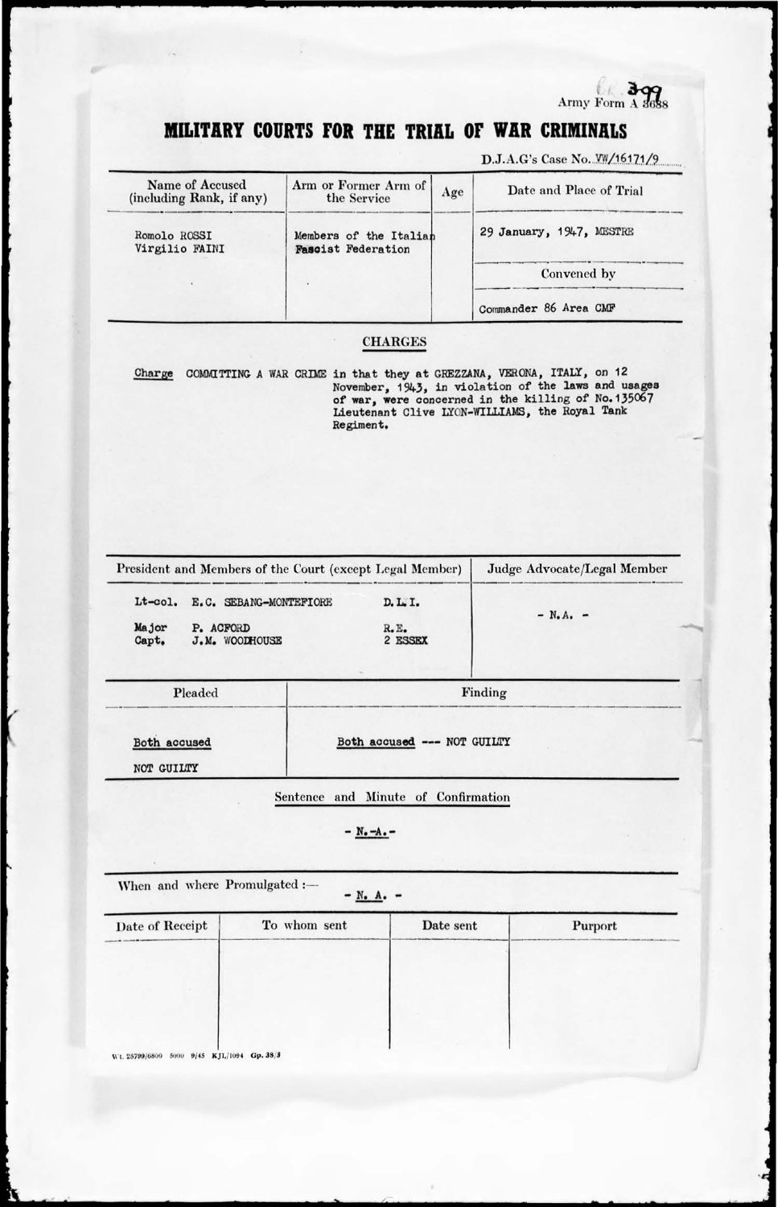Army Form A 3688

# MILITARY COURTS FOR THE TRIAL OF WAR CRIMINALS

D.J.A.G's Case No. WW/16171/9

| Name of Accused (including Rank, if any) | Arm or Former Arm of the Service | Age | Date and Place of Trial |
|---|---|---|---|
| Romolo ROSSI<br>Virgilio FAINI | Members of the Italian Fascist Federation | | 29 January, 1947, MESTRE |
| | | | Convened by |
| | | | Commander 86 Area CMF |

## CHARGES

Charge COMMITTING A WAR CRIME in that they at GREZZANA, VERONA, ITALY, on 12 November, 1943, in violation of the laws and usages of war, were concerned in the killing of No.135067 Lieutenant Clive LYON-WILLIAMS, the Royal Tank Regiment.

| President and Members of the Court (except Legal Member) | | Judge Advocate/Legal Member |
|---|---|---|
| Lt-col. E.C. SEBANG-MONTEFIORE | D.L.I. | - N.A. - |
| Major P. ACFORD | R.E. | |
| Capt. J.M. WOODHOUSE | 2 ESSEX | |

| Pleaded | Finding |
|---|---|
| Both accused NOT GUILTY | Both accused --- NOT GUILTY |

**Sentence and Minute of Confirmation**

- N.-A.-

When and where Promulgated :— - N. A. -

| Date of Receipt | To whom sent | Date sent | Purport |
|---|---|---|---|
| | | | |

Wt. 25799/6800 5000 9/45 KJL/1094 Gp. 38/3